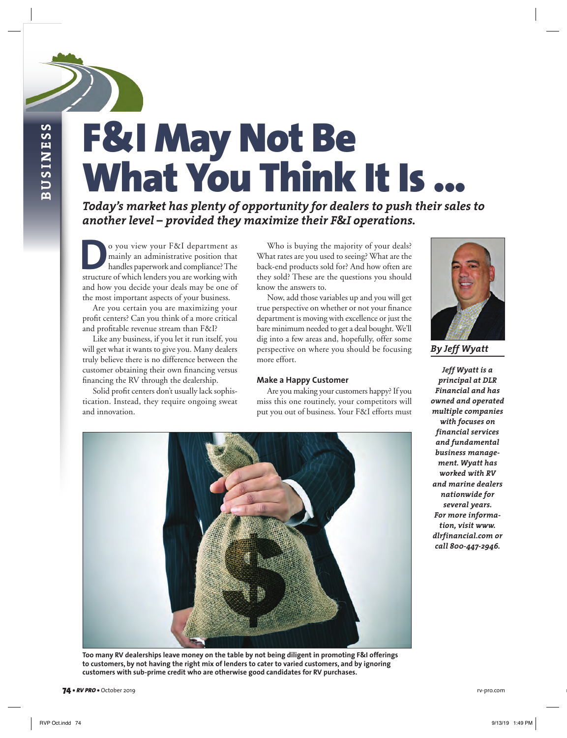# F&I May Not Be What You Think It Is …

***Today's market has plenty of opportunity for dealers to push their sales to another level – provided they maximize their F&I operations.***

Do you view your F&I department as mainly an administrative position that handles paperwork and compliance? The structure of which lenders you are working with and how you decide your deals may be one of the most important aspects of your business.

Are you certain you are maximizing your profit centers? Can you think of a more critical and profitable revenue stream than F&I?

Like any business, if you let it run itself, you will get what it wants to give you. Many dealers truly believe there is no difference between the customer obtaining their own financing versus financing the RV through the dealership.

Solid profit centers don't usually lack sophistication. Instead, they require ongoing sweat and innovation.

Who is buying the majority of your deals? What rates are you used to seeing? What are the back-end products sold for? And how often are they sold? These are the questions you should know the answers to.

Now, add those variables up and you will get true perspective on whether or not your finance department is moving with excellence or just the bare minimum needed to get a deal bought. We'll dig into a few areas and, hopefully, offer some perspective on where you should be focusing more effort.

### Make a Happy Customer

Are you making your customers happy? If you miss this one routinely, your competitors will put you out of business. Your F&I efforts must

***By Jeff Wyatt***

***Jeff Wyatt is a principal at DLR Financial and has owned and operated multiple companies with focuses on financial services and fundamental business management. Wyatt has worked with RV and marine dealers nationwide for several years. For more information, visit www.dlrfinancial.com or call 800-447-2946.***

**Too many RV dealerships leave money on the table by not being diligent in promoting F&I offerings to customers, by not having the right mix of lenders to cater to varied customers, and by ignoring customers with sub-prime credit who are otherwise good candidates for RV purchases.**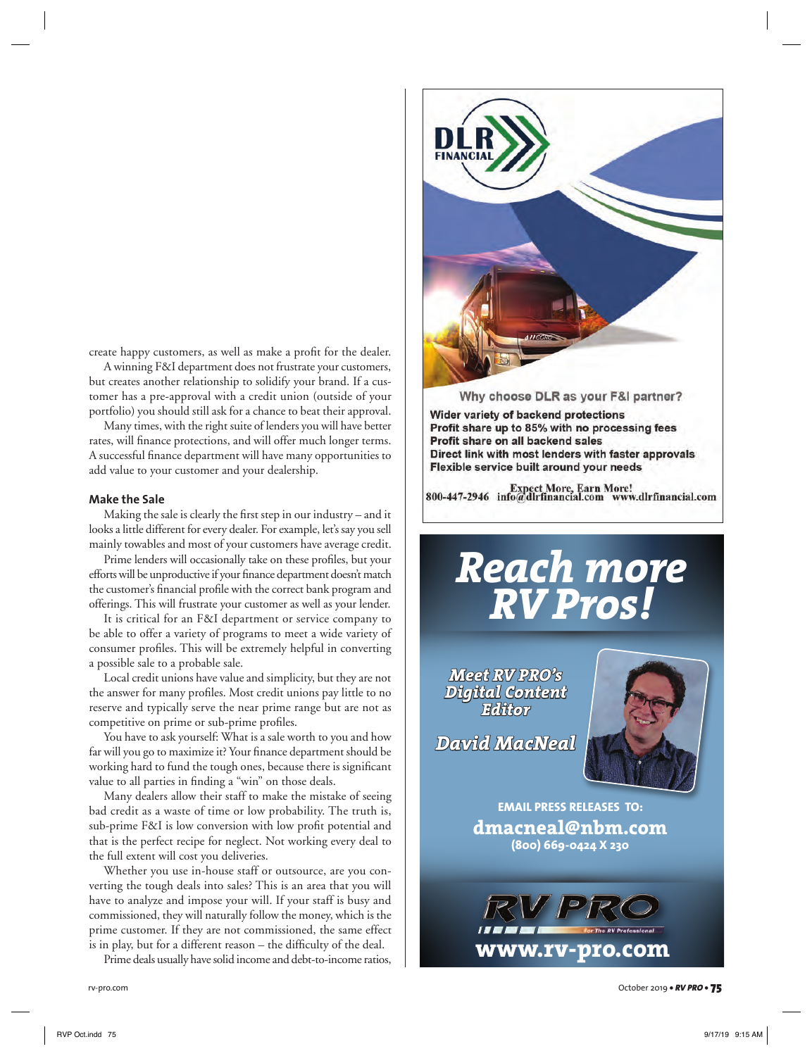create happy customers, as well as make a profit for the dealer.

A winning F&I department does not frustrate your customers, but creates another relationship to solidify your brand. If a customer has a pre-approval with a credit union (outside of your portfolio) you should still ask for a chance to beat their approval.

Many times, with the right suite of lenders you will have better rates, will finance protections, and will offer much longer terms. A successful finance department will have many opportunities to add value to your customer and your dealership.

### Make the Sale

Making the sale is clearly the first step in our industry – and it looks a little different for every dealer. For example, let's say you sell mainly towables and most of your customers have average credit.

Prime lenders will occasionally take on these profiles, but your efforts will be unproductive if your finance department doesn't match the customer's financial profile with the correct bank program and offerings. This will frustrate your customer as well as your lender.

It is critical for an F&I department or service company to be able to offer a variety of programs to meet a wide variety of consumer profiles. This will be extremely helpful in converting a possible sale to a probable sale.

Local credit unions have value and simplicity, but they are not the answer for many profiles. Most credit unions pay little to no reserve and typically serve the near prime range but are not as competitive on prime or sub-prime profiles.

You have to ask yourself: What is a sale worth to you and how far will you go to maximize it? Your finance department should be working hard to fund the tough ones, because there is significant value to all parties in finding a "win" on those deals.

Many dealers allow their staff to make the mistake of seeing bad credit as a waste of time or low probability. The truth is, sub-prime F&I is low conversion with low profit potential and that is the perfect recipe for neglect. Not working every deal to the full extent will cost you deliveries.

Whether you use in-house staff or outsource, are you converting the tough deals into sales? This is an area that you will have to analyze and impose your will. If your staff is busy and commissioned, they will naturally follow the money, which is the prime customer. If they are not commissioned, the same effect is in play, but for a different reason – the difficulty of the deal.

Prime deals usually have solid income and debt-to-income ratios,

DLR FINANCIAL

Why choose DLR as your F&I partner?

**Wider variety of backend protections**
**Profit share up to 85% with no processing fees**
**Profit share on all backend sales**
**Direct link with most lenders with faster approvals**
**Flexible service built around your needs**

**Expect More, Earn More!**
**800-447-2946 info@dlrfinancial.com www.dlrfinancial.com**

***Reach more RV Pros!***

*Meet RV PRO's Digital Content Editor*

*David MacNeal*

**EMAIL PRESS RELEASES TO:**
**dmacneal@nbm.com**
**(800) 669-0424 X 230**

RV PRO — For The RV Professional
**www.rv-pro.com**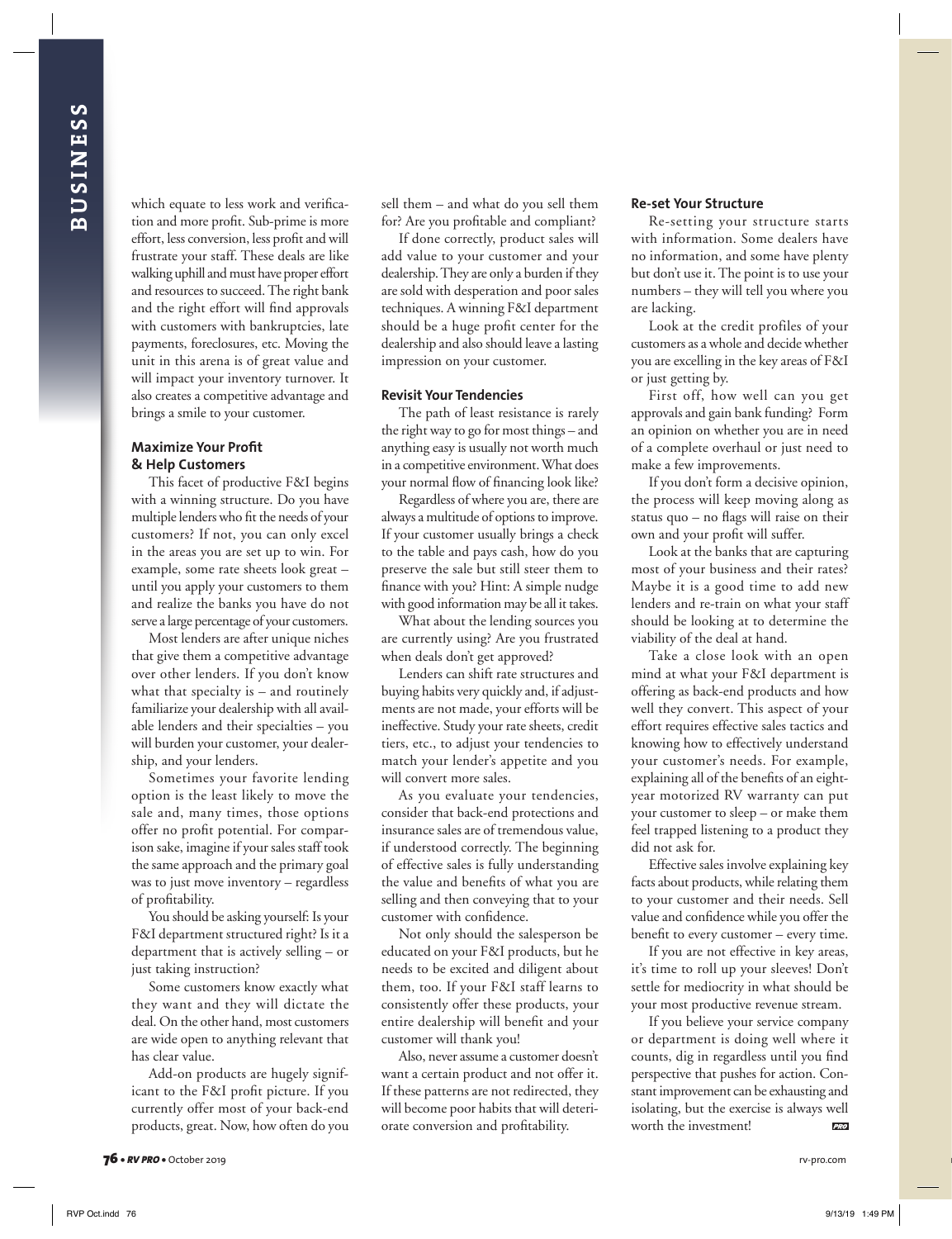which equate to less work and verification and more profit. Sub-prime is more effort, less conversion, less profit and will frustrate your staff. These deals are like walking uphill and must have proper effort and resources to succeed. The right bank and the right effort will find approvals with customers with bankruptcies, late payments, foreclosures, etc. Moving the unit in this arena is of great value and will impact your inventory turnover. It also creates a competitive advantage and brings a smile to your customer.

### Maximize Your Profit & Help Customers

This facet of productive F&I begins with a winning structure. Do you have multiple lenders who fit the needs of your customers? If not, you can only excel in the areas you are set up to win. For example, some rate sheets look great – until you apply your customers to them and realize the banks you have do not serve a large percentage of your customers.

Most lenders are after unique niches that give them a competitive advantage over other lenders. If you don't know what that specialty is – and routinely familiarize your dealership with all available lenders and their specialties – you will burden your customer, your dealership, and your lenders.

Sometimes your favorite lending option is the least likely to move the sale and, many times, those options offer no profit potential. For comparison sake, imagine if your sales staff took the same approach and the primary goal was to just move inventory – regardless of profitability.

You should be asking yourself: Is your F&I department structured right? Is it a department that is actively selling – or just taking instruction?

Some customers know exactly what they want and they will dictate the deal. On the other hand, most customers are wide open to anything relevant that has clear value.

Add-on products are hugely significant to the F&I profit picture. If you currently offer most of your back-end products, great. Now, how often do you sell them – and what do you sell them for? Are you profitable and compliant?

If done correctly, product sales will add value to your customer and your dealership. They are only a burden if they are sold with desperation and poor sales techniques. A winning F&I department should be a huge profit center for the dealership and also should leave a lasting impression on your customer.

### Revisit Your Tendencies

The path of least resistance is rarely the right way to go for most things – and anything easy is usually not worth much in a competitive environment. What does your normal flow of financing look like?

Regardless of where you are, there are always a multitude of options to improve. If your customer usually brings a check to the table and pays cash, how do you preserve the sale but still steer them to finance with you? Hint: A simple nudge with good information may be all it takes.

What about the lending sources you are currently using? Are you frustrated when deals don't get approved?

Lenders can shift rate structures and buying habits very quickly and, if adjustments are not made, your efforts will be ineffective. Study your rate sheets, credit tiers, etc., to adjust your tendencies to match your lender's appetite and you will convert more sales.

As you evaluate your tendencies, consider that back-end protections and insurance sales are of tremendous value, if understood correctly. The beginning of effective sales is fully understanding the value and benefits of what you are selling and then conveying that to your customer with confidence.

Not only should the salesperson be educated on your F&I products, but he needs to be excited and diligent about them, too. If your F&I staff learns to consistently offer these products, your entire dealership will benefit and your customer will thank you!

Also, never assume a customer doesn't want a certain product and not offer it. If these patterns are not redirected, they will become poor habits that will deteriorate conversion and profitability.

### Re-set Your Structure

Re-setting your structure starts with information. Some dealers have no information, and some have plenty but don't use it. The point is to use your numbers – they will tell you where you are lacking.

Look at the credit profiles of your customers as a whole and decide whether you are excelling in the key areas of F&I or just getting by.

First off, how well can you get approvals and gain bank funding? Form an opinion on whether you are in need of a complete overhaul or just need to make a few improvements.

If you don't form a decisive opinion, the process will keep moving along as status quo – no flags will raise on their own and your profit will suffer.

Look at the banks that are capturing most of your business and their rates? Maybe it is a good time to add new lenders and re-train on what your staff should be looking at to determine the viability of the deal at hand.

Take a close look with an open mind at what your F&I department is offering as back-end products and how well they convert. This aspect of your effort requires effective sales tactics and knowing how to effectively understand your customer's needs. For example, explaining all of the benefits of an eight-year motorized RV warranty can put your customer to sleep – or make them feel trapped listening to a product they did not ask for.

Effective sales involve explaining key facts about products, while relating them to your customer and their needs. Sell value and confidence while you offer the benefit to every customer – every time.

If you are not effective in key areas, it's time to roll up your sleeves! Don't settle for mediocrity in what should be your most productive revenue stream.

If you believe your service company or department is doing well where it counts, dig in regardless until you find perspective that pushes for action. Constant improvement can be exhausting and isolating, but the exercise is always well worth the investment!